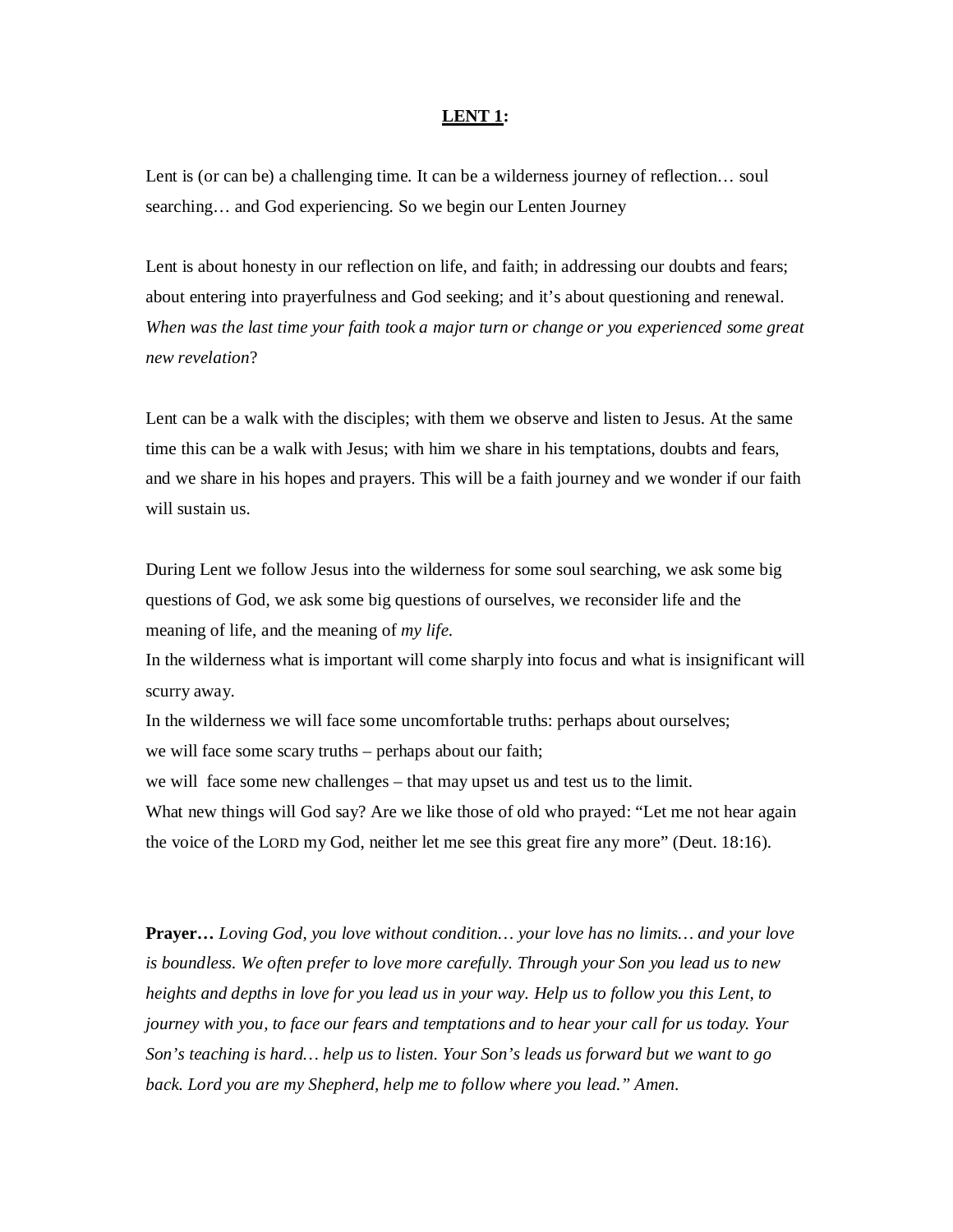# **LENT 1**:

Lent is (or can be) a challenging time. It can be a wilderness journey of reflection… soul searching… and God experiencing. So we begin our Lenten Journey

Lent is about honesty in our reflection on life, and faith; in addressing our doubts and fears; about entering into prayerfulness and God seeking; and it's about questioning and renewal. *When was the last time your faith took a major turn or change or you experienced some great new revelation*?

Lent can be a walk with the disciples; with them we observe and listen to Jesus. At the same time this can be a walk with Jesus; with him we share in his temptations, doubts and fears, and we share in his hopes and prayers. This will be a faith journey and we wonder if our faith will sustain us.

During Lent we follow Jesus into the wilderness for some soul searching, we ask some big questions of God, we ask some big questions of ourselves, we reconsider life and the meaning of life, and the meaning of *my life*.
In the wilderness what is important will come sharply into focus and what is insignificant will scurry away.
In the wilderness we will face some uncomfortable truths: perhaps about ourselves;
we will face some scary truths – perhaps about our faith;
we will face some new challenges – that may upset us and test us to the limit.
What new things will God say? Are we like those of old who prayed: "Let me not hear again the voice of the LORD my God, neither let me see this great fire any more" (Deut. 18:16).

**Prayer…** *Loving God, you love without condition… your love has no limits… and your love is boundless. We often prefer to love more carefully. Through your Son you lead us to new heights and depths in love for you lead us in your way. Help us to follow you this Lent, to journey with you, to face our fears and temptations and to hear your call for us today. Your Son's teaching is hard… help us to listen. Your Son's leads us forward but we want to go back. Lord you are my Shepherd, help me to follow where you lead." Amen.*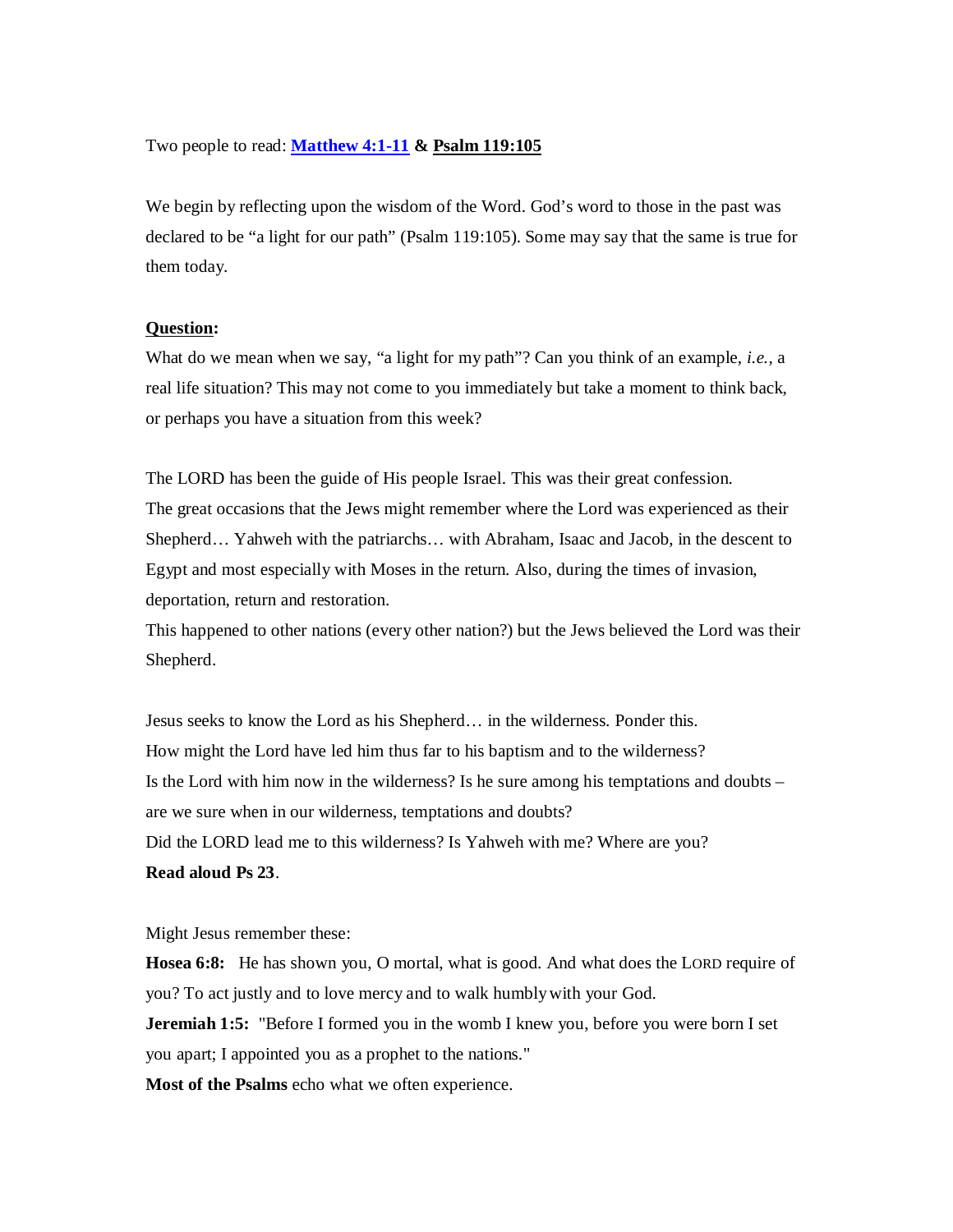Two people to read: **[Matthew 4:1-11](#) & Psalm 119:105**

We begin by reflecting upon the wisdom of the Word. God's word to those in the past was declared to be "a light for our path" (Psalm 119:105). Some may say that the same is true for them today.

**Question:**

What do we mean when we say, "a light for my path"? Can you think of an example, *i.e.,* a real life situation? This may not come to you immediately but take a moment to think back, or perhaps you have a situation from this week?

The LORD has been the guide of His people Israel. This was their great confession.
The great occasions that the Jews might remember where the Lord was experienced as their Shepherd… Yahweh with the patriarchs… with Abraham, Isaac and Jacob, in the descent to Egypt and most especially with Moses in the return. Also, during the times of invasion, deportation, return and restoration.
This happened to other nations (every other nation?) but the Jews believed the Lord was their Shepherd.

Jesus seeks to know the Lord as his Shepherd… in the wilderness. Ponder this.
How might the Lord have led him thus far to his baptism and to the wilderness?
Is the Lord with him now in the wilderness? Is he sure among his temptations and doubts – are we sure when in our wilderness, temptations and doubts?
Did the LORD lead me to this wilderness? Is Yahweh with me? Where are you?
**Read aloud Ps 23**.

Might Jesus remember these:
**Hosea 6:8:** He has shown you, O mortal, what is good. And what does the LORD require of you? To act justly and to love mercy and to walk humbly with your God.
**Jeremiah 1:5:** "Before I formed you in the womb I knew you, before you were born I set you apart; I appointed you as a prophet to the nations."
**Most of the Psalms** echo what we often experience.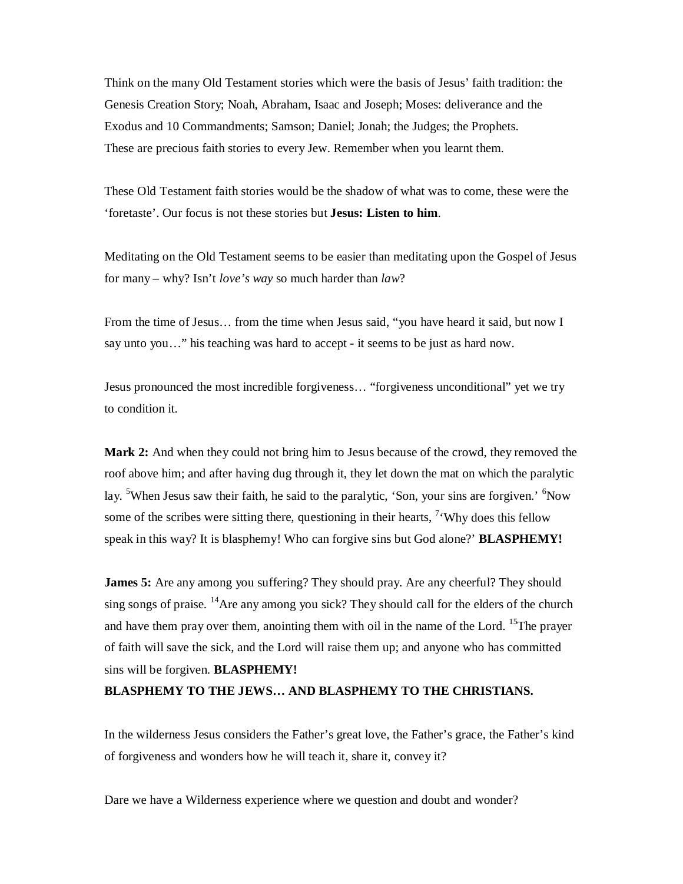Think on the many Old Testament stories which were the basis of Jesus' faith tradition: the Genesis Creation Story; Noah, Abraham, Isaac and Joseph; Moses: deliverance and the Exodus and 10 Commandments; Samson; Daniel; Jonah; the Judges; the Prophets.
These are precious faith stories to every Jew. Remember when you learnt them.

These Old Testament faith stories would be the shadow of what was to come, these were the 'foretaste'. Our focus is not these stories but **Jesus: Listen to him**.

Meditating on the Old Testament seems to be easier than meditating upon the Gospel of Jesus for many – why? Isn't *love's way* so much harder than *law*?

From the time of Jesus… from the time when Jesus said, "you have heard it said, but now I say unto you…" his teaching was hard to accept - it seems to be just as hard now.

Jesus pronounced the most incredible forgiveness… "forgiveness unconditional" yet we try to condition it.

**Mark 2:** And when they could not bring him to Jesus because of the crowd, they removed the roof above him; and after having dug through it, they let down the mat on which the paralytic lay. [5]When Jesus saw their faith, he said to the paralytic, 'Son, your sins are forgiven.' [6]Now some of the scribes were sitting there, questioning in their hearts, [7]'Why does this fellow speak in this way? It is blasphemy! Who can forgive sins but God alone?' **BLASPHEMY!**

**James 5:** Are any among you suffering? They should pray. Are any cheerful? They should sing songs of praise. [14]Are any among you sick? They should call for the elders of the church and have them pray over them, anointing them with oil in the name of the Lord. [15]The prayer of faith will save the sick, and the Lord will raise them up; and anyone who has committed sins will be forgiven. **BLASPHEMY!**
**BLASPHEMY TO THE JEWS… AND BLASPHEMY TO THE CHRISTIANS.**

In the wilderness Jesus considers the Father's great love, the Father's grace, the Father's kind of forgiveness and wonders how he will teach it, share it, convey it?

Dare we have a Wilderness experience where we question and doubt and wonder?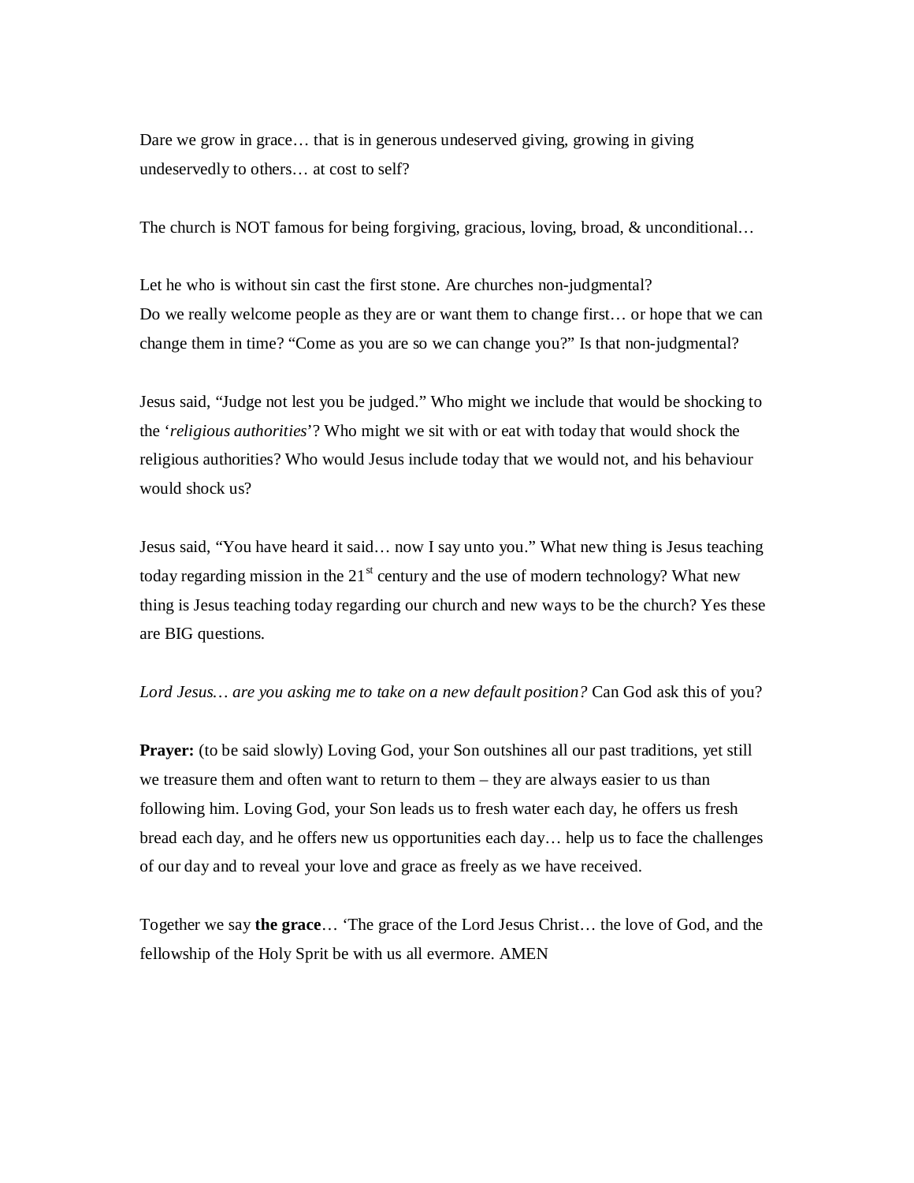Dare we grow in grace… that is in generous undeserved giving, growing in giving undeservedly to others… at cost to self?

The church is NOT famous for being forgiving, gracious, loving, broad, & unconditional…

Let he who is without sin cast the first stone. Are churches non-judgmental?
Do we really welcome people as they are or want them to change first… or hope that we can change them in time? "Come as you are so we can change you?" Is that non-judgmental?

Jesus said, "Judge not lest you be judged." Who might we include that would be shocking to the '*religious authorities*'? Who might we sit with or eat with today that would shock the religious authorities? Who would Jesus include today that we would not, and his behaviour would shock us?

Jesus said, "You have heard it said… now I say unto you." What new thing is Jesus teaching today regarding mission in the 21st century and the use of modern technology? What new thing is Jesus teaching today regarding our church and new ways to be the church? Yes these are BIG questions.

*Lord Jesus… are you asking me to take on a new default position?* Can God ask this of you?

**Prayer:** (to be said slowly) Loving God, your Son outshines all our past traditions, yet still we treasure them and often want to return to them – they are always easier to us than following him. Loving God, your Son leads us to fresh water each day, he offers us fresh bread each day, and he offers new us opportunities each day… help us to face the challenges of our day and to reveal your love and grace as freely as we have received.

Together we say **the grace**… 'The grace of the Lord Jesus Christ… the love of God, and the fellowship of the Holy Sprit be with us all evermore. AMEN